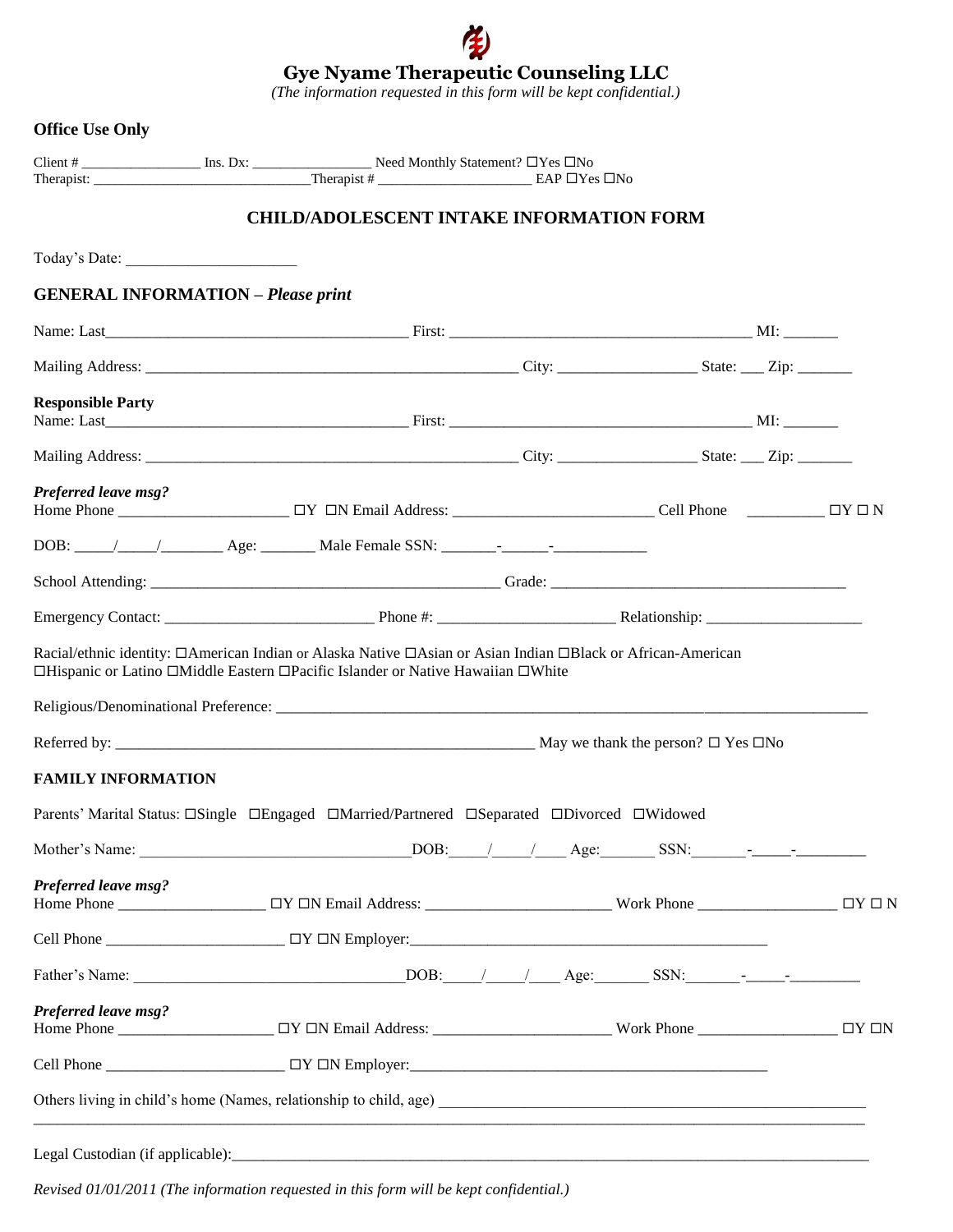# Gye Nyame Therapeutic Counseling LLC

*(The information requested in this form will be kept confidential.)*

**Office Use Only**

Client # ________________ Ins. Dx: ________________ Need Monthly Statement? ☐Yes ☐No
Therapist: ____________________________Therapist # _____________________ EAP ☐Yes ☐No

## CHILD/ADOLESCENT INTAKE INFORMATION FORM

Today's Date: ____________________

### GENERAL INFORMATION – *Please print*

Name: Last_______________________________________ First: _______________________________________ MI: _______

Mailing Address: _______________________________________________ City: _________________ State: ___ Zip: _______

**Responsible Party**
Name: Last_______________________________________ First: _______________________________________ MI: _______

Mailing Address: _______________________________________________ City: _________________ State: ___ Zip: _______

***Preferred leave msg?***
Home Phone _____________________ ☐Y ☐N Email Address: _________________________ Cell Phone _________ ☐Y ☐ N

DOB: _____/_____/________ Age: _______ Male Female SSN: _______-______-___________

School Attending: ____________________________________________ Grade: _____________________________________

Emergency Contact: __________________________ Phone #: _____________________ Relationship: ___________________

Racial/ethnic identity: ☐American Indian or Alaska Native ☐Asian or Asian Indian ☐Black or African-American
☐Hispanic or Latino ☐Middle Eastern ☐Pacific Islander or Native Hawaiian ☐White

Religious/Denominational Preference: ___________________________________________________________________________

Referred by: ______________________________________________________ May we thank the person? ☐ Yes ☐No

### FAMILY INFORMATION

Parents' Marital Status: ☐Single ☐Engaged ☐Married/Partnered ☐Separated ☐Divorced ☐Widowed

Mother's Name: __________________________________DOB:____/____/____ Age:_______ SSN:_______-_____-_________

***Preferred leave msg?***
Home Phone __________________ ☐Y ☐N Email Address: ______________________ Work Phone _________________ ☐Y ☐ N

Cell Phone ______________________ ☐Y ☐N Employer:_____________________________________________

Father's Name: __________________________________DOB:____/____/____ Age:_______ SSN:_______-_____-_________

***Preferred leave msg?***
Home Phone ___________________ ☐Y ☐N Email Address: ______________________ Work Phone _________________ ☐Y ☐N

Cell Phone ______________________ ☐Y ☐N Employer:_____________________________________________

Others living in child's home (Names, relationship to child, age) _______________________________________________________
_________________________________________________________________________________________________________

Legal Custodian (if applicable):___________________________________________________________________________

*Revised 01/01/2011 (The information requested in this form will be kept confidential.)*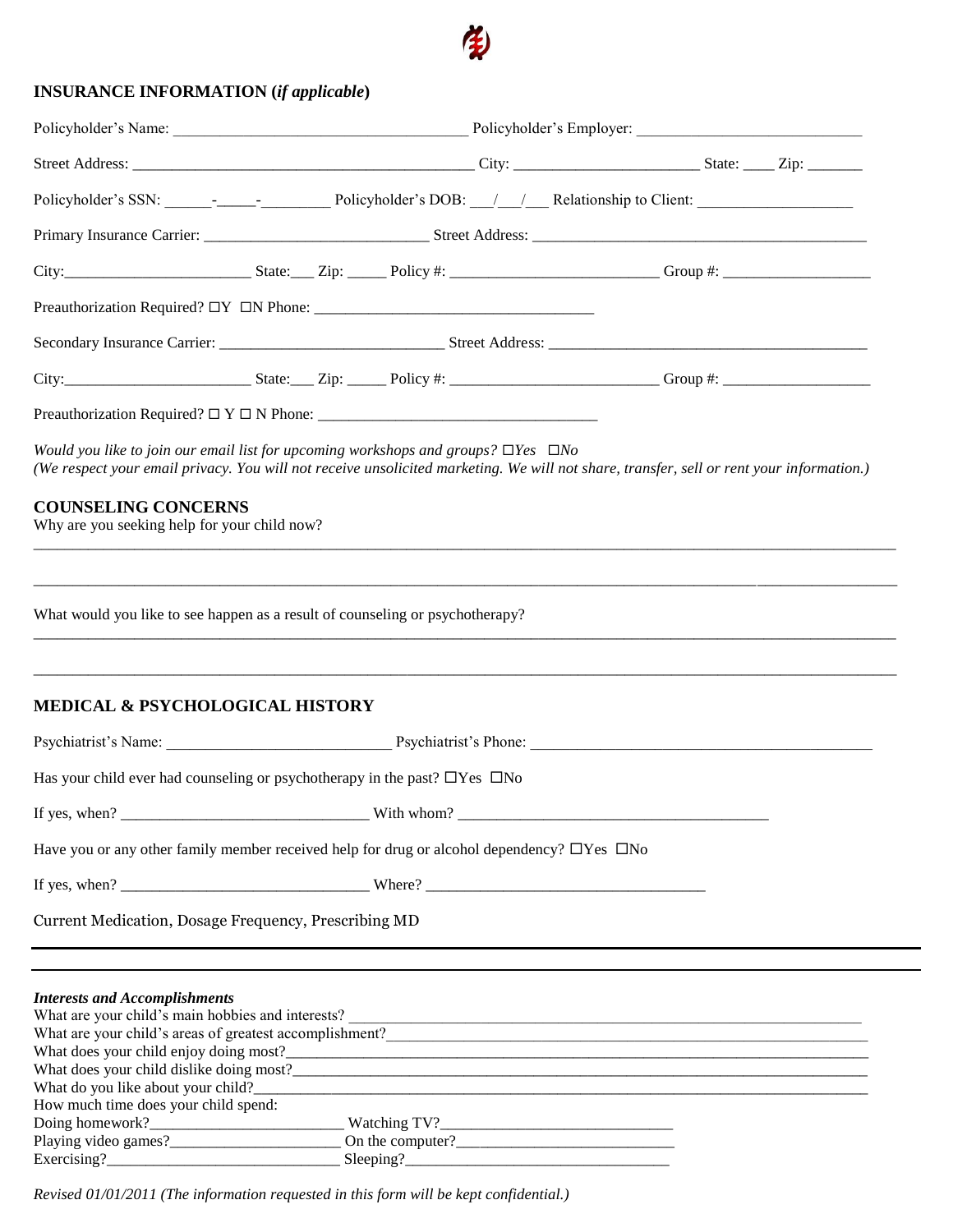## INSURANCE INFORMATION (*if applicable*)

Policyholder's Name: ___________________________________ Policyholder's Employer: ____________________________

Street Address: ____________________________________________ City: _______________________ State: ____ Zip: _______

Policyholder's SSN: ______-_____-_________ Policyholder's DOB: ___/___/___ Relationship to Client: ___________________

Primary Insurance Carrier: ____________________________ Street Address: __________________________________________

City:________________________ State:___ Zip: _____ Policy #: __________________________ Group #: ___________________

Preauthorization Required? ☐Y ☐N Phone: ___________________________________

Secondary Insurance Carrier: ____________________________ Street Address: ________________________________________

City:________________________ State:___ Zip: _____ Policy #: __________________________ Group #: __________________

Preauthorization Required? ☐ Y ☐ N Phone: ___________________________________

*Would you like to join our email list for upcoming workshops and groups?* ☐*Yes* ☐*No*
*(We respect your email privacy. You will not receive unsolicited marketing. We will not share, transfer, sell or rent your information.)*

## COUNSELING CONCERNS

Why are you seeking help for your child now?

_____________________________________________________________________________________________________________

_____________________________________________________________________________________________________________

What would you like to see happen as a result of counseling or psychotherapy?

_____________________________________________________________________________________________________________

_____________________________________________________________________________________________________________

## MEDICAL & PSYCHOLOGICAL HISTORY

Psychiatrist's Name: ____________________________ Psychiatrist's Phone: ___________________________________________

Has your child ever had counseling or psychotherapy in the past? ☐Yes ☐No

If yes, when? _______________________________ With whom? ________________________________________

Have you or any other family member received help for drug or alcohol dependency? ☐Yes ☐No

If yes, when? _______________________________ Where? ___________________________________

Current Medication, Dosage Frequency, Prescribing MD

_____________________________________________________________________________________________________________

_____________________________________________________________________________________________________________

### *Interests and Accomplishments*

What are your child's main hobbies and interests? ____________________________________________________________
What are your child's areas of greatest accomplishment?_______________________________________________________
What does your child enjoy doing most?____________________________________________________________________
What does your child dislike doing most?___________________________________________________________________
What do you like about your child?________________________________________________________________________
How much time does your child spend:
Doing homework?_________________________ Watching TV?_____________________________
Playing video games?_____________________ On the computer?___________________________
Exercising?______________________________ Sleeping?_________________________________

*Revised 01/01/2011 (The information requested in this form will be kept confidential.)*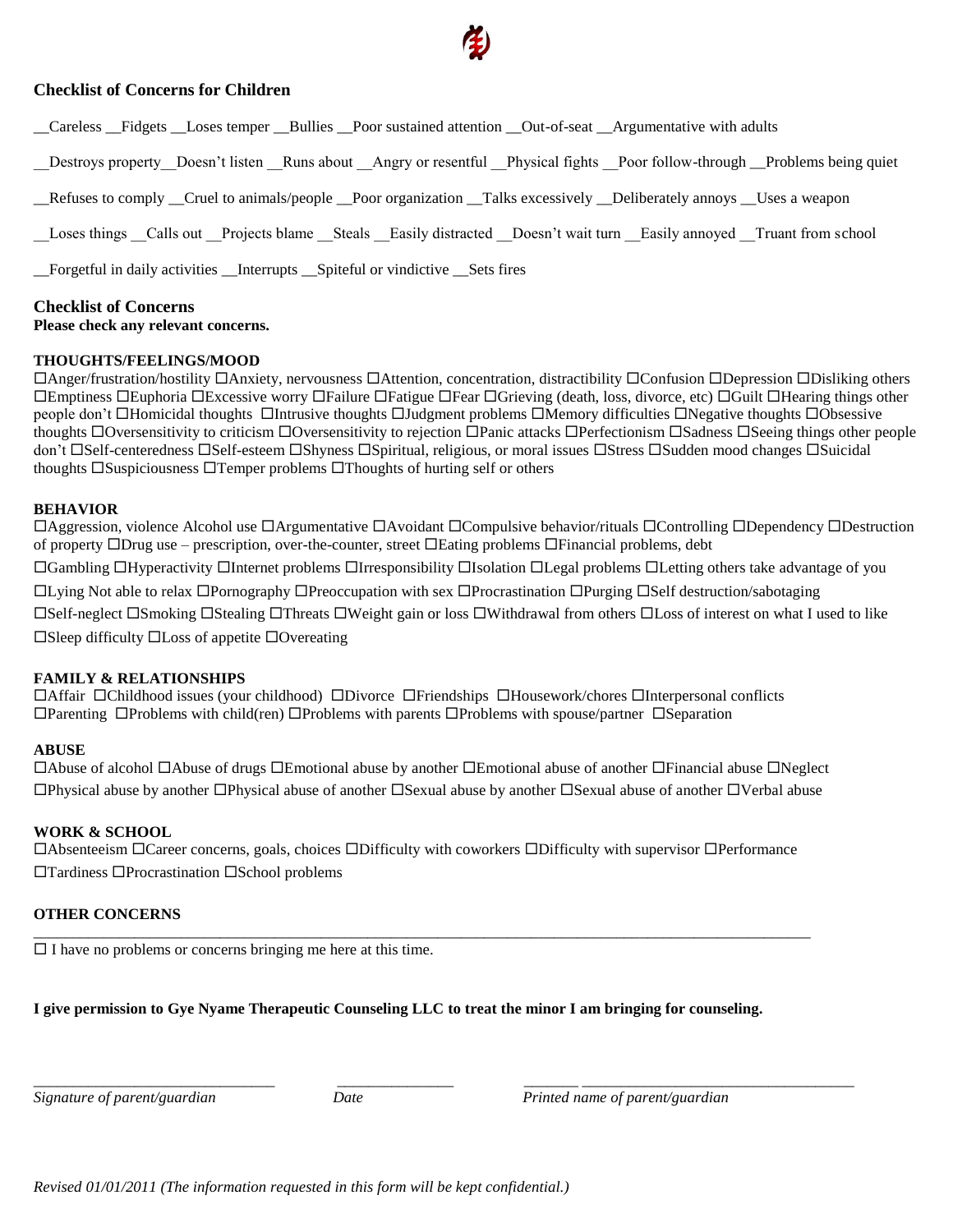### Checklist of Concerns for Children

__Careless __Fidgets __Loses temper __Bullies __Poor sustained attention __Out-of-seat __Argumentative with adults

__Destroys property__Doesn't listen __Runs about __Angry or resentful __Physical fights __Poor follow-through __Problems being quiet

__Refuses to comply __Cruel to animals/people __Poor organization __Talks excessively __Deliberately annoys __Uses a weapon

__Loses things __Calls out __Projects blame __Steals __Easily distracted __Doesn't wait turn __Easily annoyed __Truant from school

__Forgetful in daily activities __Interrupts __Spiteful or vindictive __Sets fires

### Checklist of Concerns

**Please check any relevant concerns.**

**THOUGHTS/FEELINGS/MOOD**

☐Anger/frustration/hostility ☐Anxiety, nervousness ☐Attention, concentration, distractibility ☐Confusion ☐Depression ☐Disliking others ☐Emptiness ☐Euphoria ☐Excessive worry ☐Failure ☐Fatigue ☐Fear ☐Grieving (death, loss, divorce, etc) ☐Guilt ☐Hearing things other people don't ☐Homicidal thoughts ☐Intrusive thoughts ☐Judgment problems ☐Memory difficulties ☐Negative thoughts ☐Obsessive thoughts ☐Oversensitivity to criticism ☐Oversensitivity to rejection ☐Panic attacks ☐Perfectionism ☐Sadness ☐Seeing things other people don't ☐Self-centeredness ☐Self-esteem ☐Shyness ☐Spiritual, religious, or moral issues ☐Stress ☐Sudden mood changes ☐Suicidal thoughts ☐Suspiciousness ☐Temper problems ☐Thoughts of hurting self or others

**BEHAVIOR**

☐Aggression, violence Alcohol use ☐Argumentative ☐Avoidant ☐Compulsive behavior/rituals ☐Controlling ☐Dependency ☐Destruction of property ☐Drug use – prescription, over-the-counter, street ☐Eating problems ☐Financial problems, debt

☐Gambling ☐Hyperactivity ☐Internet problems ☐Irresponsibility ☐Isolation ☐Legal problems ☐Letting others take advantage of you

☐Lying Not able to relax ☐Pornography ☐Preoccupation with sex ☐Procrastination ☐Purging ☐Self destruction/sabotaging

☐Self-neglect ☐Smoking ☐Stealing ☐Threats ☐Weight gain or loss ☐Withdrawal from others ☐Loss of interest on what I used to like

☐Sleep difficulty ☐Loss of appetite ☐Overeating

**FAMILY & RELATIONSHIPS**

☐Affair ☐Childhood issues (your childhood) ☐Divorce ☐Friendships ☐Housework/chores ☐Interpersonal conflicts ☐Parenting ☐Problems with child(ren) ☐Problems with parents ☐Problems with spouse/partner ☐Separation

**ABUSE**

☐Abuse of alcohol ☐Abuse of drugs ☐Emotional abuse by another ☐Emotional abuse of another ☐Financial abuse ☐Neglect ☐Physical abuse by another ☐Physical abuse of another ☐Sexual abuse by another ☐Sexual abuse of another ☐Verbal abuse

**WORK & SCHOOL**

☐Absenteeism ☐Career concerns, goals, choices ☐Difficulty with coworkers ☐Difficulty with supervisor ☐Performance

☐Tardiness ☐Procrastination ☐School problems

**OTHER CONCERNS**

_______________________________________________________________________________________________

☐ I have no problems or concerns bringing me here at this time.

**I give permission to Gye Nyame Therapeutic Counseling LLC to treat the minor I am bringing for counseling.**

_______________________________ _______________ _______ ___________________________________

*Signature of parent/guardian* *Date* *Printed name of parent/guardian*

*Revised 01/01/2011 (The information requested in this form will be kept confidential.)*